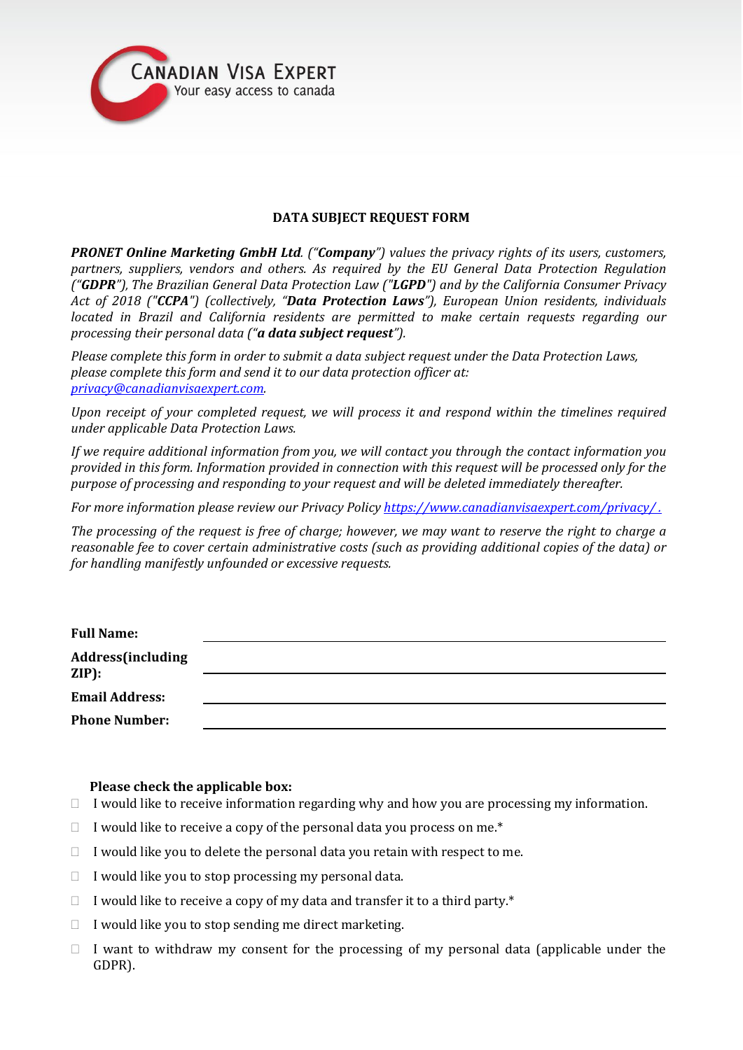CANADIAN VISA EXPERT
Your easy access to canada

# DATA SUBJECT REQUEST FORM

***PRONET Online Marketing GmbH Ltd**. ("**Company**") values the privacy rights of its users, customers, partners, suppliers, vendors and others. As required by the EU General Data Protection Regulation ("**GDPR**"), The Brazilian General Data Protection Law ("**LGPD**") and by the California Consumer Privacy Act of 2018 ("**CCPA**") (collectively, "**Data Protection Laws**"), European Union residents, individuals located in Brazil and California residents are permitted to make certain requests regarding our processing their personal data ("**a data subject request**").*

*Please complete this form in order to submit a data subject request under the Data Protection Laws, please complete this form and send it to our data protection officer at: [privacy@canadianvisaexpert.com](mailto:privacy@canadianvisaexpert.com).*

*Upon receipt of your completed request, we will process it and respond within the timelines required under applicable Data Protection Laws.*

*If we require additional information from you, we will contact you through the contact information you provided in this form. Information provided in connection with this request will be processed only for the purpose of processing and responding to your request and will be deleted immediately thereafter.*

*For more information please review our Privacy Policy [https://www.canadianvisaexpert.com/privacy/](https://www.canadianvisaexpert.com/privacy/).*

*The processing of the request is free of charge; however, we may want to reserve the right to charge a reasonable fee to cover certain administrative costs (such as providing additional copies of the data) or for handling manifestly unfounded or excessive requests.*

**Full Name:** ______________________________

**Address(including ZIP):** ______________________________

**Email Address:** ______________________________

**Phone Number:** ______________________________

**Please check the applicable box:**

- ☐ I would like to receive information regarding why and how you are processing my information.
- ☐ I would like to receive a copy of the personal data you process on me.*
- ☐ I would like you to delete the personal data you retain with respect to me.
- ☐ I would like you to stop processing my personal data.
- ☐ I would like to receive a copy of my data and transfer it to a third party.*
- ☐ I would like you to stop sending me direct marketing.
- ☐ I want to withdraw my consent for the processing of my personal data (applicable under the GDPR).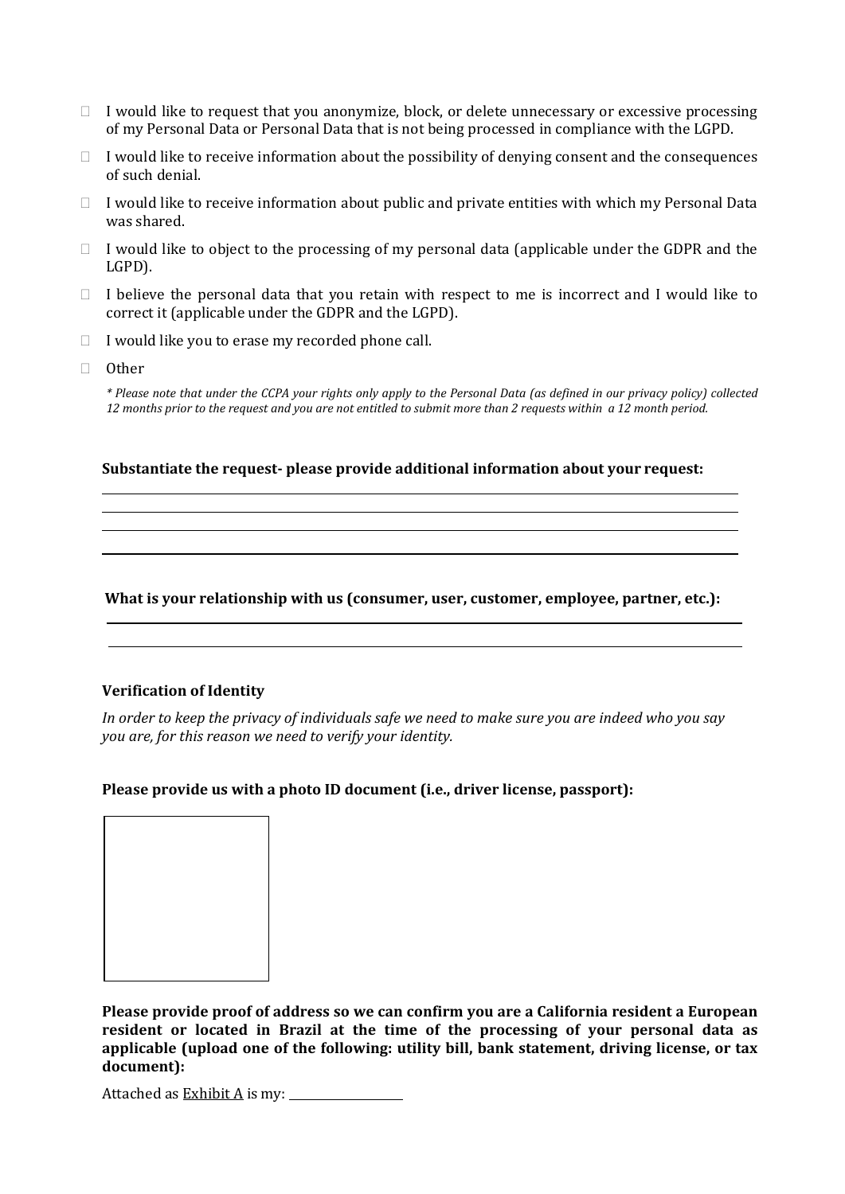- ☐ I would like to request that you anonymize, block, or delete unnecessary or excessive processing of my Personal Data or Personal Data that is not being processed in compliance with the LGPD.
- ☐ I would like to receive information about the possibility of denying consent and the consequences of such denial.
- ☐ I would like to receive information about public and private entities with which my Personal Data was shared.
- ☐ I would like to object to the processing of my personal data (applicable under the GDPR and the LGPD).
- ☐ I believe the personal data that you retain with respect to me is incorrect and I would like to correct it (applicable under the GDPR and the LGPD).
- ☐ I would like you to erase my recorded phone call.
- ☐ Other

*\* Please note that under the CCPA your rights only apply to the Personal Data (as defined in our privacy policy) collected 12 months prior to the request and you are not entitled to submit more than 2 requests within a 12 month period.*

**Substantiate the request- please provide additional information about your request:**

______________________________________________________________________________

______________________________________________________________________________

______________________________________________________________________________

______________________________________________________________________________

**What is your relationship with us (consumer, user, customer, employee, partner, etc.):**

______________________________________________________________________________

______________________________________________________________________________

**Verification of Identity**

*In order to keep the privacy of individuals safe we need to make sure you are indeed who you say you are, for this reason we need to verify your identity.*

**Please provide us with a photo ID document (i.e., driver license, passport):**

**Please provide proof of address so we can confirm you are a California resident a European resident or located in Brazil at the time of the processing of your personal data as applicable (upload one of the following: utility bill, bank statement, driving license, or tax document):**

Attached as Exhibit A is my: ________________